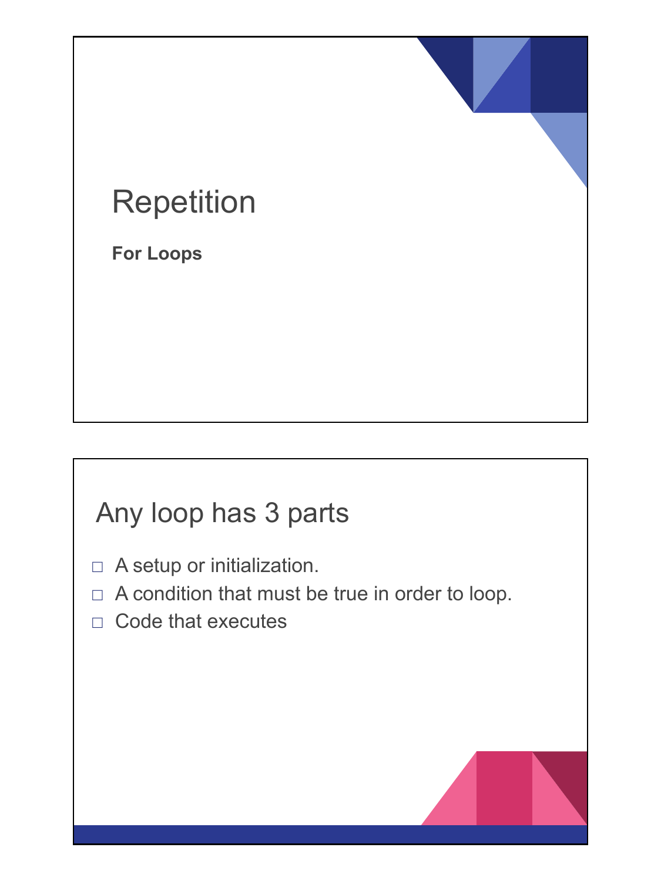# Repetition

**For Loops**

## Any loop has 3 parts

- A setup or initialization.
- A condition that must be true in order to loop.
- Code that executes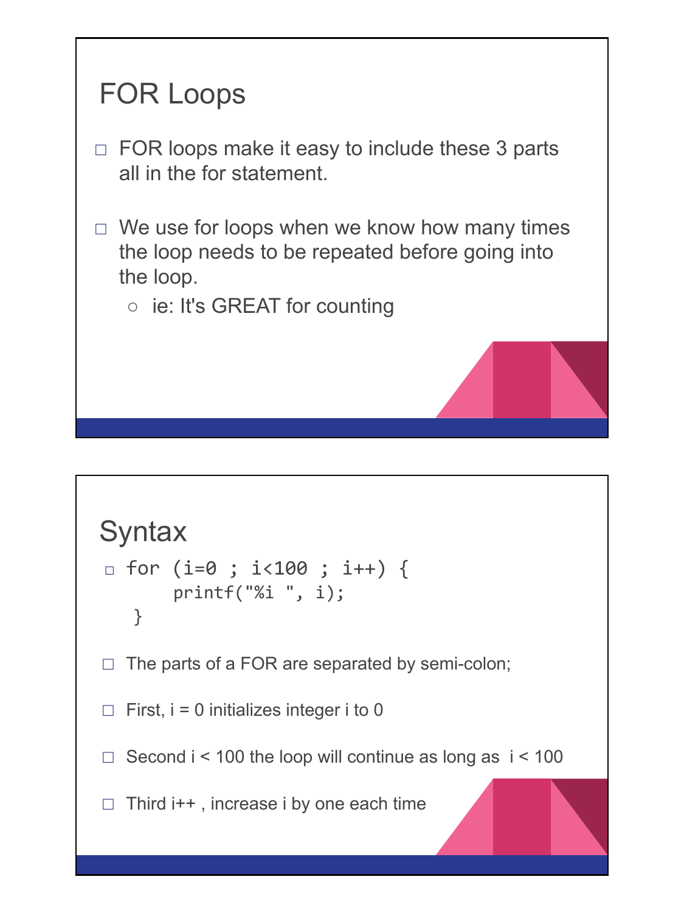## FOR Loops

- FOR loops make it easy to include these 3 parts all in the for statement.
- We use for loops when we know how many times the loop needs to be repeated before going into the loop.
  - ie: It's GREAT for counting

## Syntax

```
for (i=0 ; i<100 ; i++) {
     printf("%i ", i);
}
```

- The parts of a FOR are separated by semi-colon;
- First, i = 0 initializes integer i to 0
- Second i < 100 the loop will continue as long as i < 100
- Third i++ , increase i by one each time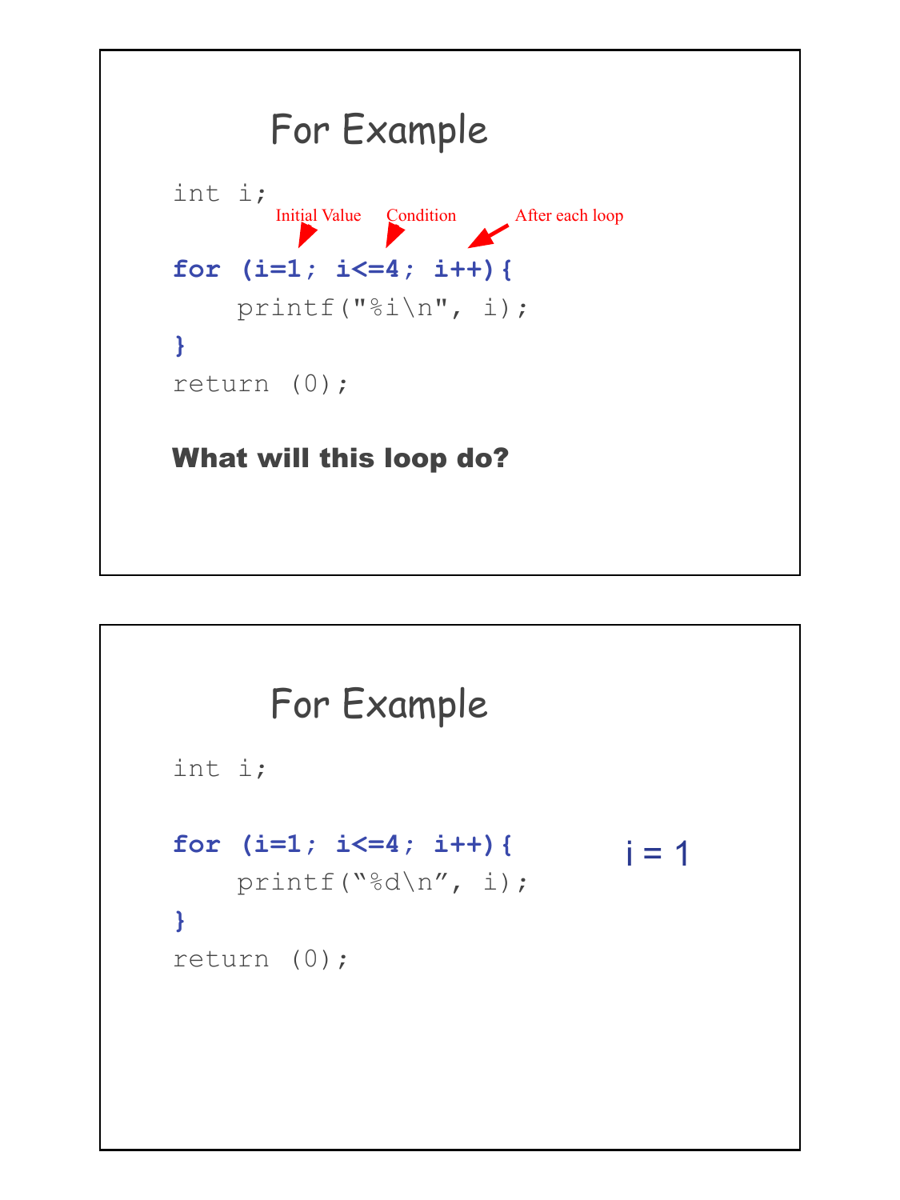## For Example

```
int i;
           Initial Value   Condition      After each loop

for (i=1; i<=4; i++){
    printf("%i\n", i);
}
return (0);
```

**What will this loop do?**

## For Example

```
int i;

for (i=1; i<=4; i++){
    printf("%d\n", i);
}
return (0);
```

i = 1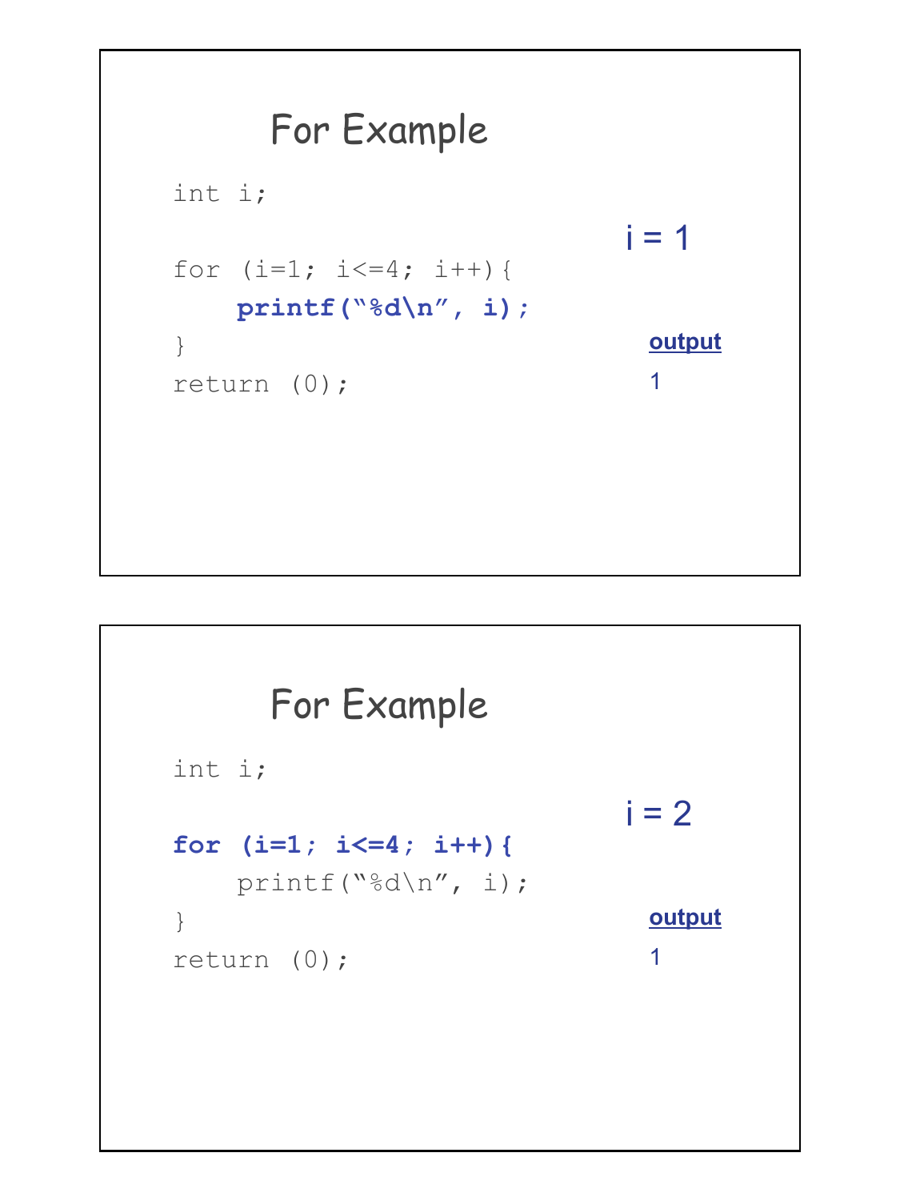## For Example

```
int i;

for (i=1; i<=4; i++){
    printf("%d\n", i);
}
return (0);
```

i = 1

**output**

1

## For Example

```
int i;

for (i=1; i<=4; i++){
    printf("%d\n", i);
}
return (0);
```

i = 2

**output**

1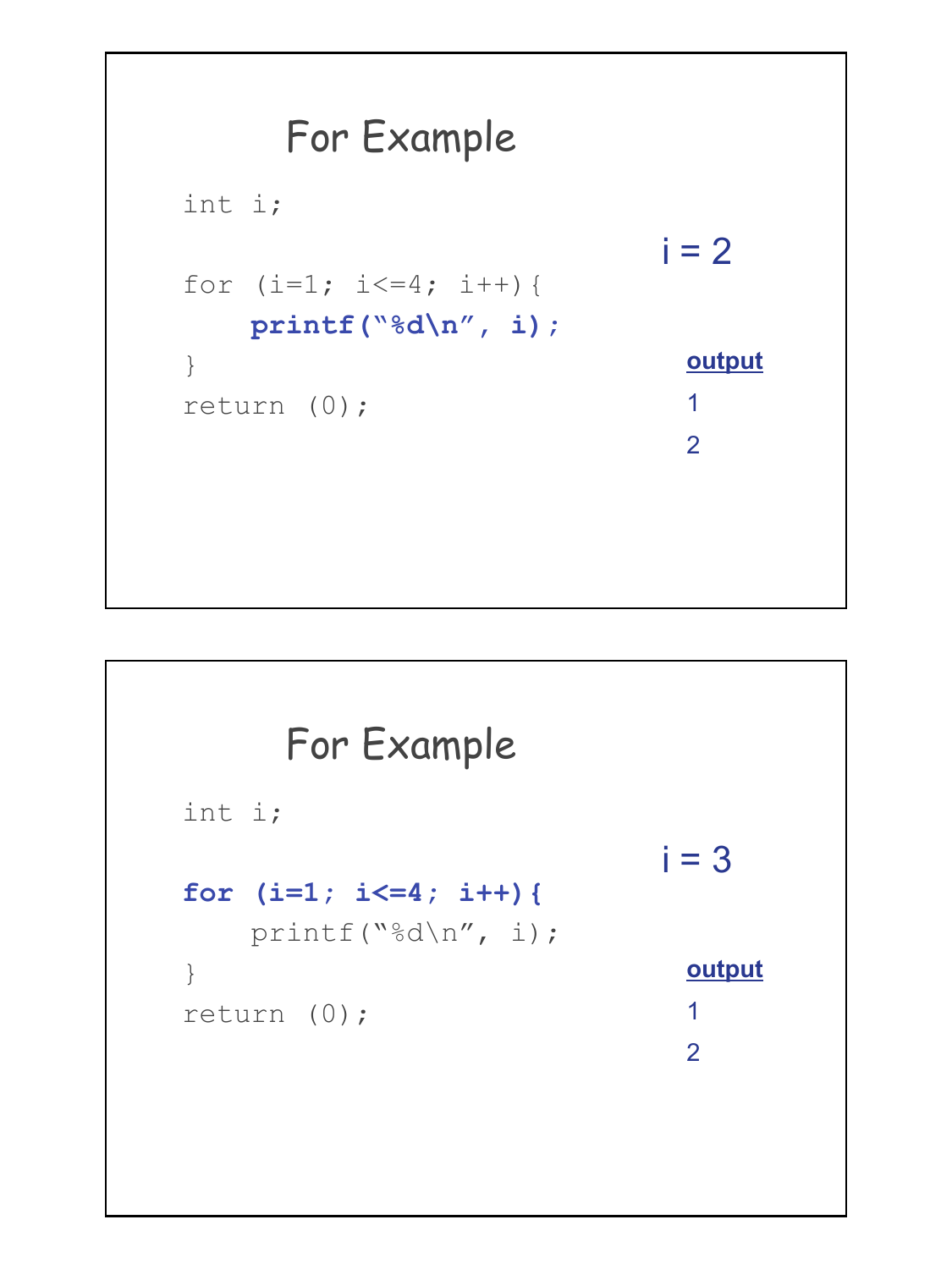## For Example

```
int i;

for (i=1; i<=4; i++){
    printf("%d\n", i);
}
return (0);
```

i = 2

**output**

1

2

## For Example

```
int i;

for (i=1; i<=4; i++){
    printf("%d\n", i);
}
return (0);
```

i = 3

**output**

1

2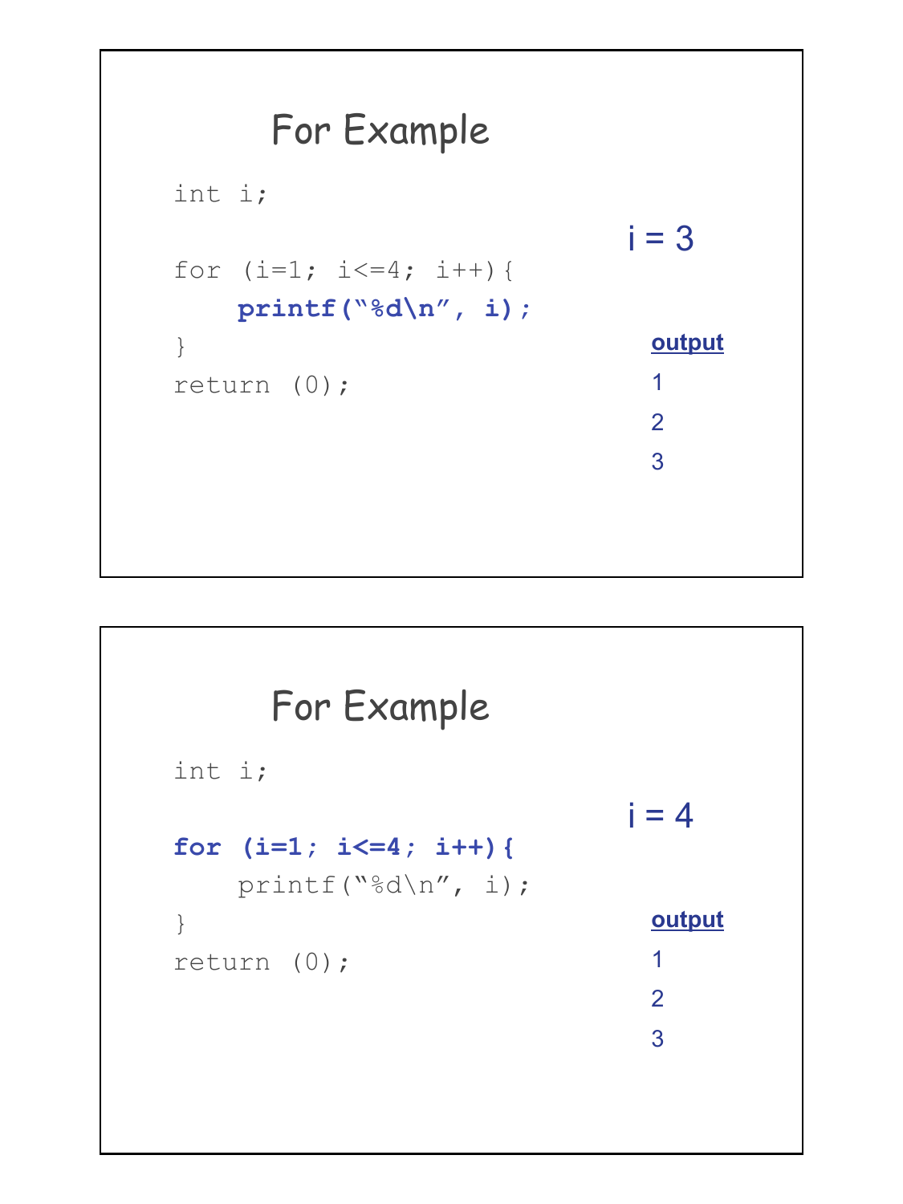## For Example

```
int i;

for (i=1; i<=4; i++){
    printf("%d\n", i);
}
return (0);
```

i = 3

**output**

1

2

3

## For Example

```
int i;

for (i=1; i<=4; i++){
    printf("%d\n", i);
}
return (0);
```

i = 4

**output**

1

2

3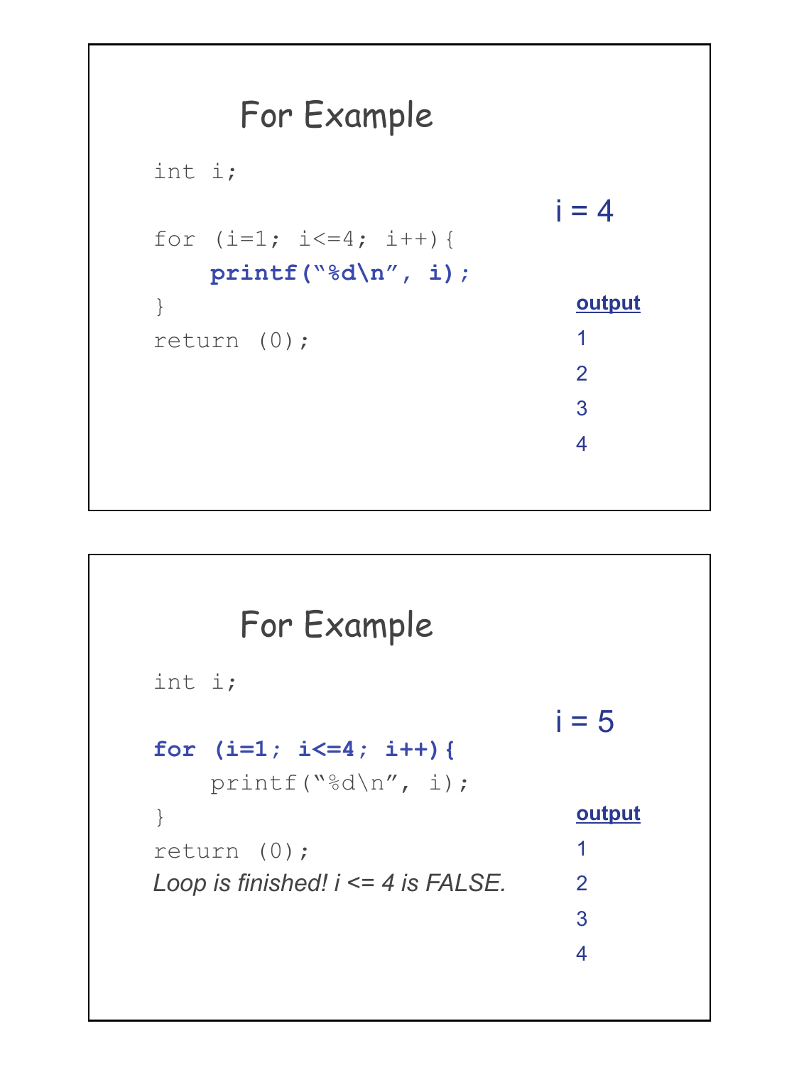## For Example

```
int i;

for (i=1; i<=4; i++){
    printf("%d\n", i);
}
return (0);
```

i = 4

**output**

1

2

3

4

## For Example

```
int i;

for (i=1; i<=4; i++){
    printf("%d\n", i);
}
return (0);
```

*Loop is finished! i <= 4 is FALSE.*

i = 5

**output**

1

2

3

4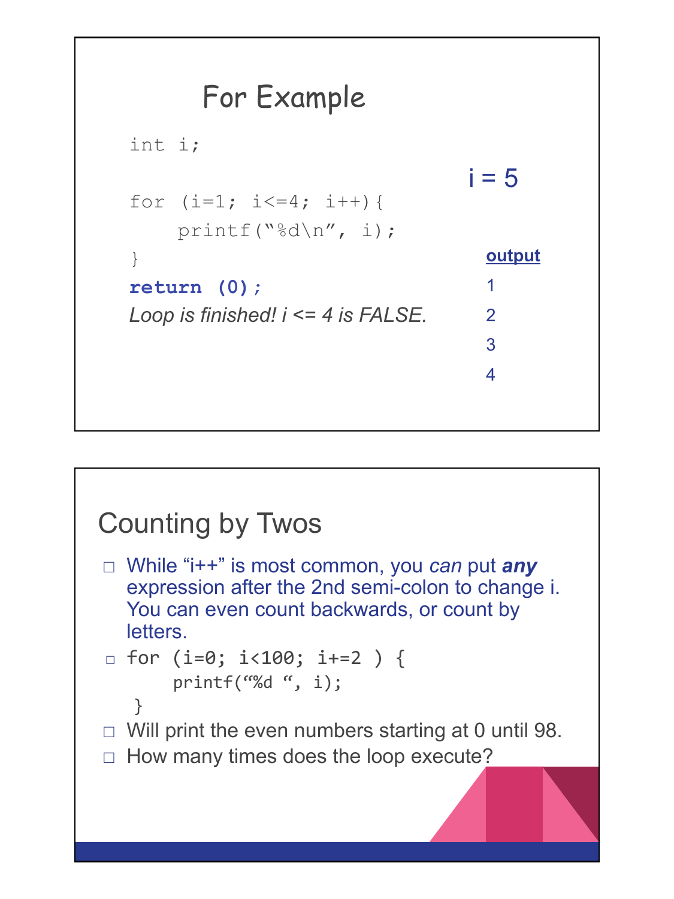# For Example

```
int i;

for (i=1; i<=4; i++){
    printf("%d\n", i);
}
return (0);
```

*Loop is finished! i <= 4 is FALSE.*

i = 5

**output**

1

2

3

4

# Counting by Twos

- While "i++" is most common, you *can* put ***any*** expression after the 2nd semi-colon to change i. You can even count backwards, or count by letters.
- ```
  for (i=0; i<100; i+=2 ) {
       printf("%d ", i);
   }
  ```
- Will print the even numbers starting at 0 until 98.
- How many times does the loop execute?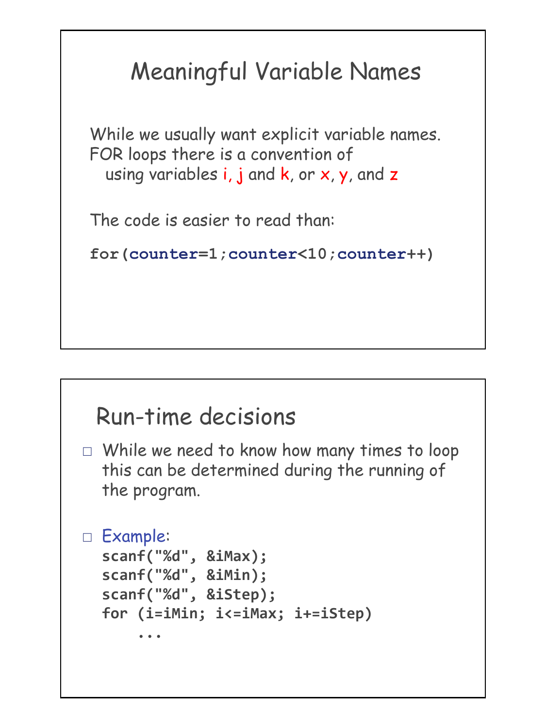# Meaningful Variable Names

While we usually want explicit variable names. FOR loops there is a convention of using variables i, j and k, or x, y, and z

The code is easier to read than:

```
for(counter=1;counter<10;counter++)
```

# Run-time decisions

- While we need to know how many times to loop this can be determined during the running of the program.
- Example:

```
scanf("%d", &iMax);
scanf("%d", &iMin);
scanf("%d", &iStep);
for (i=iMin; i<=iMax; i+=iStep)
    ...
```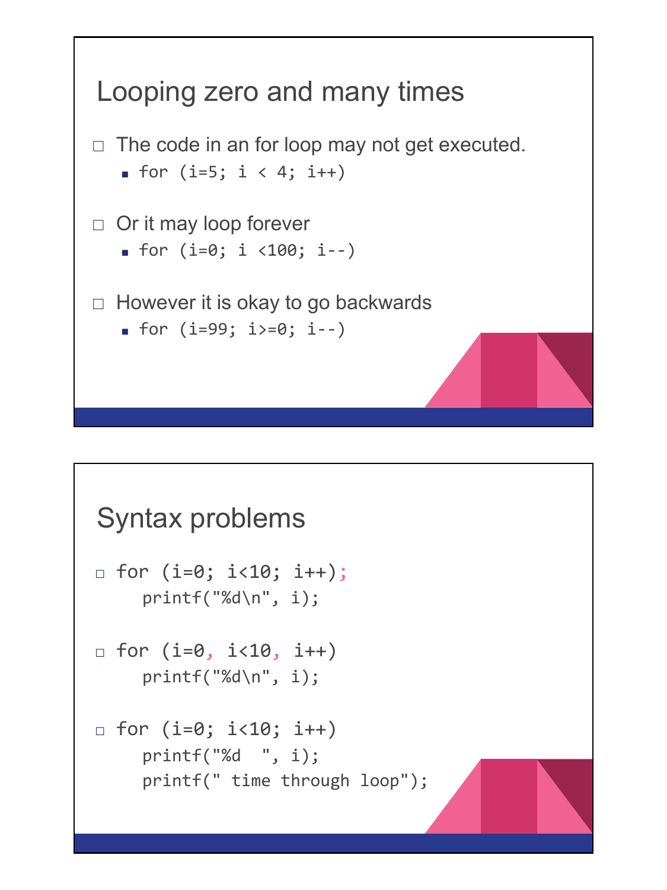## Looping zero and many times

- The code in an for loop may not get executed.
  - `for (i=5; i < 4; i++)`
- Or it may loop forever
  - `for (i=0; i <100; i--)`
- However it is okay to go backwards
  - `for (i=99; i>=0; i--)`

## Syntax problems

- ```
  for (i=0; i<10; i++);
     printf("%d\n", i);
  ```
- ```
  for (i=0, i<10, i++)
     printf("%d\n", i);
  ```
- ```
  for (i=0; i<10; i++)
     printf("%d  ", i);
     printf(" time through loop");
  ```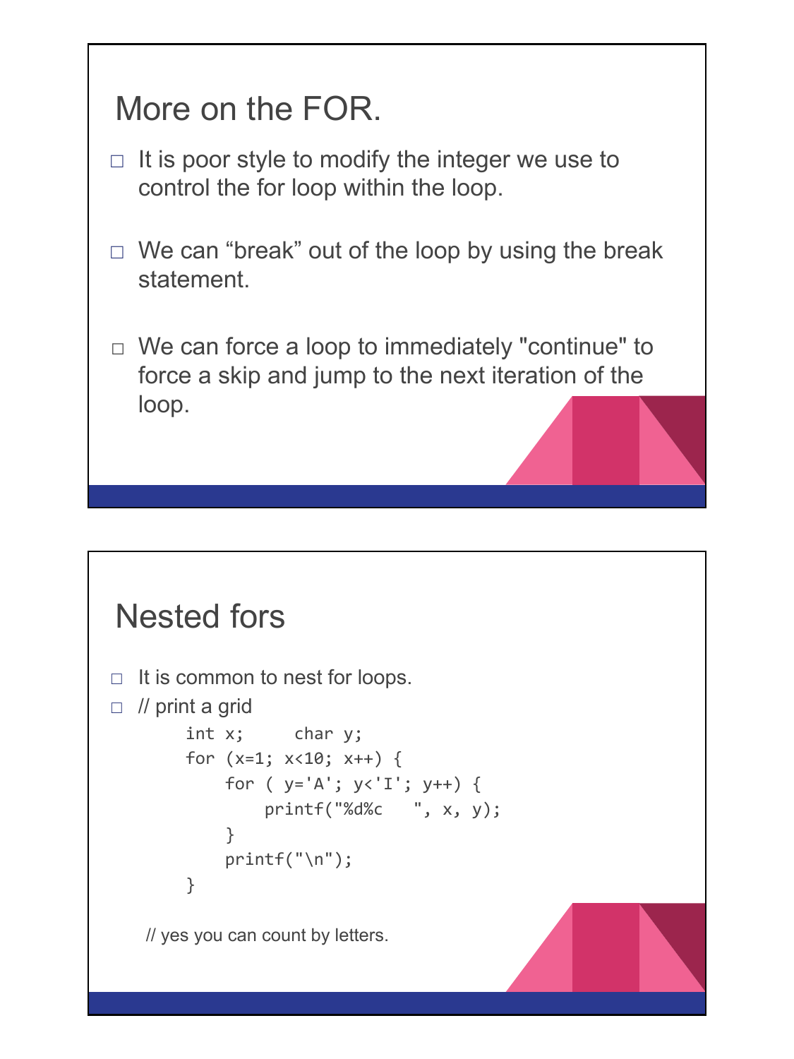## More on the FOR.

- It is poor style to modify the integer we use to control the for loop within the loop.
- We can "break" out of the loop by using the break statement.
- We can force a loop to immediately "continue" to force a skip and jump to the next iteration of the loop.

## Nested fors

- It is common to nest for loops.
- // print a grid

```
int x;     char y;
for (x=1; x<10; x++) {
    for ( y='A'; y<'I'; y++) {
        printf("%d%c   ", x, y);
    }
    printf("\n");
}
```

// yes you can count by letters.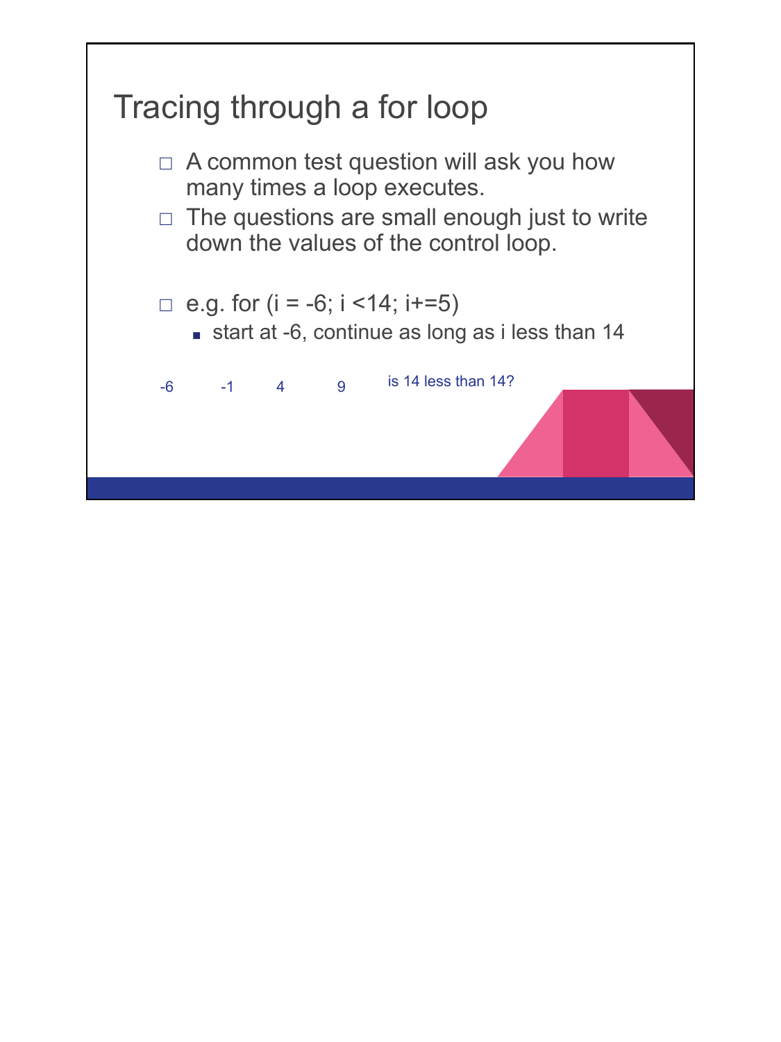# Tracing through a for loop

- A common test question will ask you how many times a loop executes.
- The questions are small enough just to write down the values of the control loop.

- e.g. for (i = -6; i <14; i+=5)
  - start at -6, continue as long as i less than 14

-6 -1 4 9 is 14 less than 14?